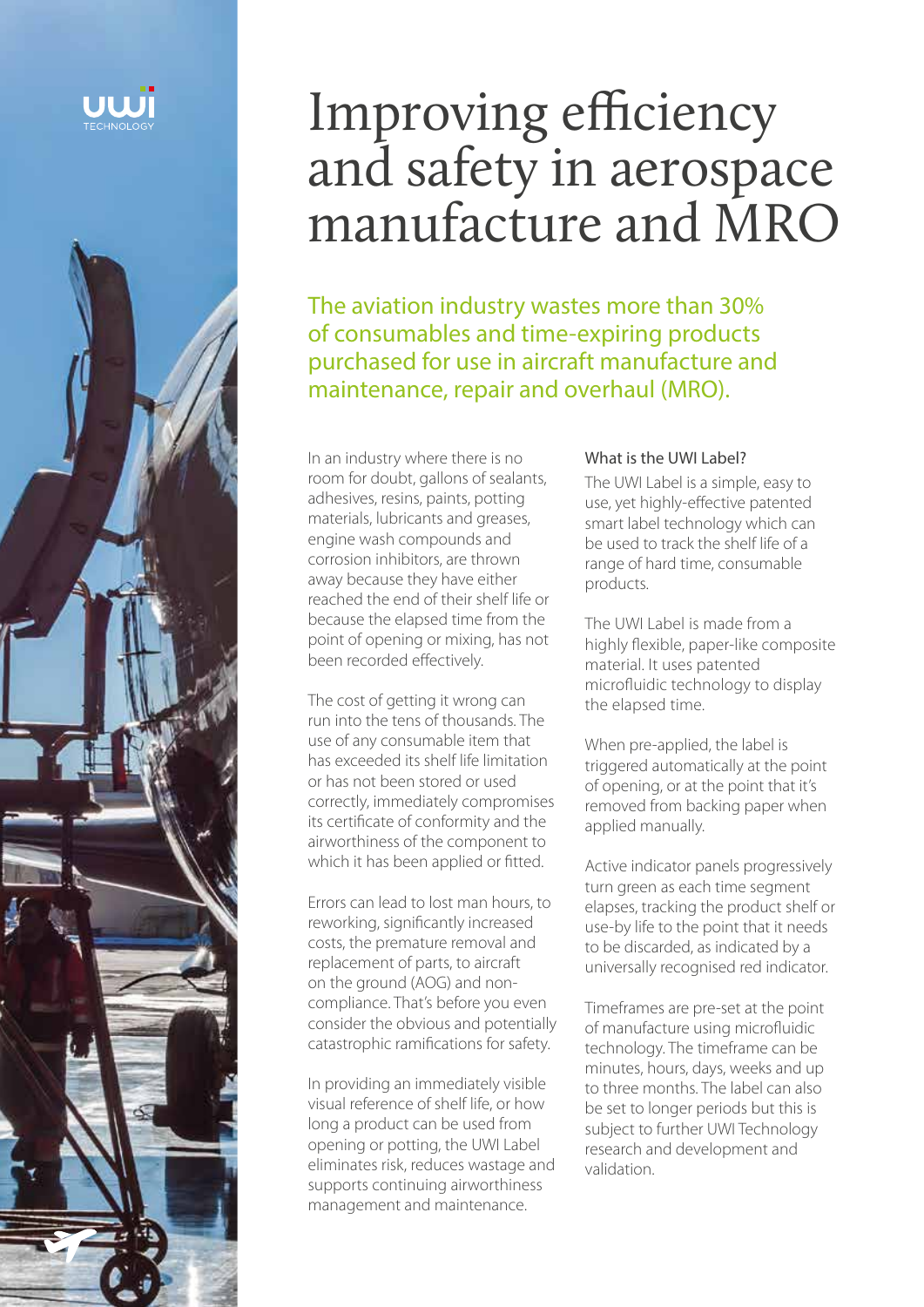# Improving efficiency and safety in aerospace manufacture and MRO

## The aviation industry wastes more than 30% of consumables and time-expiring products purchased for use in aircraft manufacture and maintenance, repair and overhaul (MRO).

In an industry where there is no room for doubt, gallons of sealants, adhesives, resins, paints, potting materials, lubricants and greases, engine wash compounds and corrosion inhibitors, are thrown away because they have either reached the end of their shelf life or because the elapsed time from the point of opening or mixing, has not been recorded effectively.

The cost of getting it wrong can run into the tens of thousands. The use of any consumable item that has exceeded its shelf life limitation or has not been stored or used correctly, immediately compromises its certificate of conformity and the airworthiness of the component to which it has been applied or fitted.

Errors can lead to lost man hours, to reworking, significantly increased costs, the premature removal and replacement of parts, to aircraft on the ground (AOG) and non-compliance. That's before you even consider the obvious and potentially catastrophic ramifications for safety.

In providing an immediately visible visual reference of shelf life, or how long a product can be used from opening or potting, the UWI Label eliminates risk, reduces wastage and supports continuing airworthiness management and maintenance.

### What is the UWI Label?

The UWI Label is a simple, easy to use, yet highly-effective patented smart label technology which can be used to track the shelf life of a range of hard time, consumable products.

The UWI Label is made from a highly flexible, paper-like composite material. It uses patented microfluidic technology to display the elapsed time.

When pre-applied, the label is triggered automatically at the point of opening, or at the point that it's removed from backing paper when applied manually.

Active indicator panels progressively turn green as each time segment elapses, tracking the product shelf or use-by life to the point that it needs to be discarded, as indicated by a universally recognised red indicator.

Timeframes are pre-set at the point of manufacture using microfluidic technology. The timeframe can be minutes, hours, days, weeks and up to three months. The label can also be set to longer periods but this is subject to further UWI Technology research and development and validation.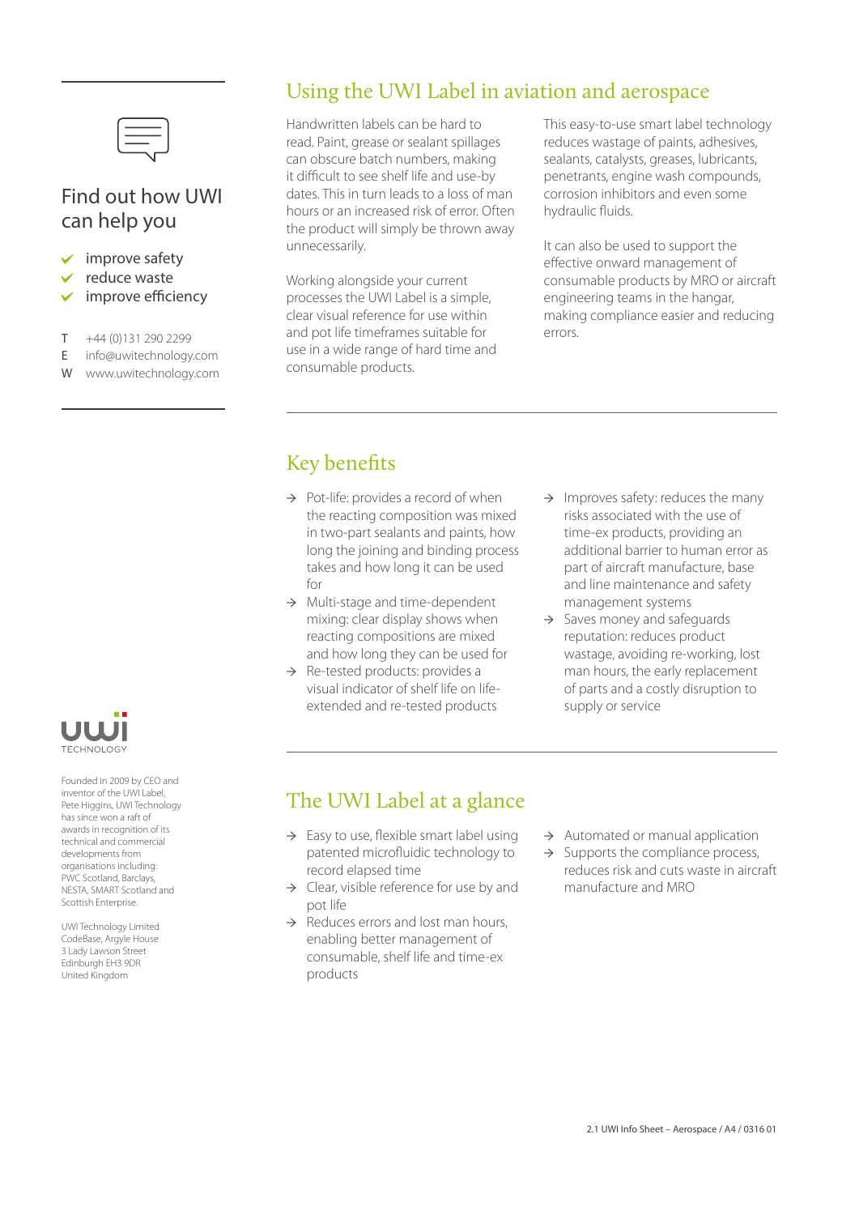## Using the UWI Label in aviation and aerospace

Handwritten labels can be hard to read. Paint, grease or sealant spillages can obscure batch numbers, making it difficult to see shelf life and use-by dates. This in turn leads to a loss of man hours or an increased risk of error. Often the product will simply be thrown away unnecessarily.

Working alongside your current processes the UWI Label is a simple, clear visual reference for use within and pot life timeframes suitable for use in a wide range of hard time and consumable products.

This easy-to-use smart label technology reduces wastage of paints, adhesives, sealants, catalysts, greases, lubricants, penetrants, engine wash compounds, corrosion inhibitors and even some hydraulic fluids.

It can also be used to support the effective onward management of consumable products by MRO or aircraft engineering teams in the hangar, making compliance easier and reducing errors.

## Key benefits

- Pot-life: provides a record of when the reacting composition was mixed in two-part sealants and paints, how long the joining and binding process takes and how long it can be used for
- Multi-stage and time-dependent mixing: clear display shows when reacting compositions are mixed and how long they can be used for
- Re-tested products: provides a visual indicator of shelf life on life-extended and re-tested products
- Improves safety: reduces the many risks associated with the use of time-ex products, providing an additional barrier to human error as part of aircraft manufacture, base and line maintenance and safety management systems
- Saves money and safeguards reputation: reduces product wastage, avoiding re-working, lost man hours, the early replacement of parts and a costly disruption to supply or service

## The UWI Label at a glance

- Easy to use, flexible smart label using patented microfluidic technology to record elapsed time
- Clear, visible reference for use by and pot life
- Reduces errors and lost man hours, enabling better management of consumable, shelf life and time-ex products
- Automated or manual application
- Supports the compliance process, reduces risk and cuts waste in aircraft manufacture and MRO

### Find out how UWI can help you

- ✔ improve safety
- ✔ reduce waste
- ✔ improve efficiency

T +44 (0)131 290 2299
E info@uwitechnology.com
W www.uwitechnology.com

UWI TECHNOLOGY

Founded in 2009 by CEO and inventor of the UWI Label, Pete Higgins, UWI Technology has since won a raft of awards in recognition of its technical and commercial developments from organisations including: PWC Scotland, Barclays, NESTA, SMART Scotland and Scottish Enterprise.

UWI Technology Limited
CodeBase, Argyle House
3 Lady Lawson Street
Edinburgh EH3 9DR
United Kingdom

2.1 UWI Info Sheet – Aerospace / A4 / 0316 01